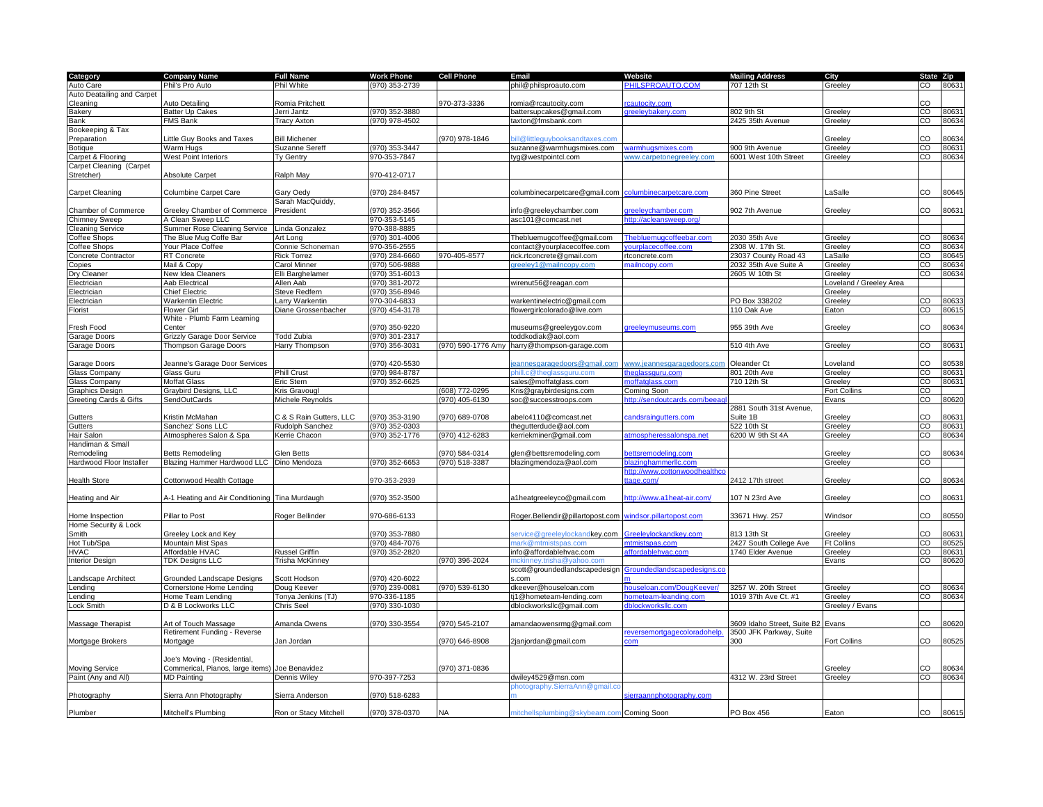| Category | Company Name | Full Name | Work Phone | Cell Phone | Email | Website | Mailing Address | City | State | Zip |
|---|---|---|---|---|---|---|---|---|---|---|
| Auto Care | Phil's Pro Auto | Phil White | (970) 353-2739 | | phil@philsproauto.com | PHILSPROAUTO.COM | 707 12th St | Greeley | CO | 80631 |
| Auto DeataIling and Carpet Cleaning | Auto Detailing | Romia Pritchett | | 970-373-3336 | romia@rcautocity.com | rcautocity.com | | | CO | |
| Bakery | Batter Up Cakes | Jerri Jantz | (970) 352-3880 | | battersupcakes@gmail.com | greeleybakery.com | 802 9th St | Greeley | CO | 80631 |
| Bank | FMS Bank | Tracy Axton | (970) 978-4502 | | taxton@fmsbank.com | | 2425 35th Avenue | Greeley | CO | 80634 |
| Bookeeping & Tax Preparation | Little Guy Books and Taxes | Bill Michener | | (970) 978-1846 | bill@littleguybooksandtaxes.com | | | Greeley | CO | 80634 |
| Botique | Warm Hugs | Suzanne Sereff | (970) 353-3447 | | suzanne@warmhugsmixes.com | warmhugsmixes.com | 900 9th Avenue | Greeley | CO | 80631 |
| Carpet & Flooring | West Point Interiors | Ty Gentry | 970-353-7847 | | tyg@westpointcl.com | www.carpetonegreeley.com | 6001 West 10th Street | Greeley | CO | 80634 |
| Carpet Cleaning (Carpet Stretcher) | Absolute Carpet | Ralph May | 970-412-0717 | | | | | | | |
| Carpet Cleaning | Columbine Carpet Care | Gary Oedy | (970) 284-8457 | | columbinecarpetcare@gmail.com | columbinecarpetcare.com | 360 Pine Street | LaSalle | CO | 80645 |
| Chamber of Commerce | Greeley Chamber of Commerce | Sarah MacQuiddy, President | (970) 352-3566 | | info@greeleychamber.com | greeleychamber.com | 902 7th Avenue | Greeley | CO | 80631 |
| Chimney Sweep | A Clean Sweep LLC | | 970-353-5145 | | asc101@comcast.net | http://acleansweep.org/ | | | | |
| Cleaning Service | Summer Rose Cleaning Service | Linda Gonzalez | 970-388-8885 | | | | | | | |
| Coffee Shops | The Blue Mug Coffe Bar | Art Long | (970) 301-4006 | | Thebluemugcoffee@gmail.com | Thebluemugcoffeebar.com | 2030 35th Ave | Greeley | CO | 80634 |
| Coffee Shops | Your Place Coffee | Connie Schoneman | 970-356-2555 | | contact@yourplacecoffee.com | yourplacecoffee.com | 2308 W. 17th St. | Greeley | CO | 80634 |
| Concrete Contractor | RT Concrete | Rick Torrez | (970) 284-6660 | 970-405-8577 | rick.rtconcrete@gmail.com | rtconcrete.com | 23037 County Road 43 | LaSalle | CO | 80645 |
| Copies | Mail & Copy | Carol Minner | (970) 506-9888 | | greeley1@mailncopy.com | mailncopy.com | 2032 35th Ave Suite A | Greeley | CO | 80634 |
| Dry Cleaner | New Idea Cleaners | Elli Barghelamer | (970) 351-6013 | | | | 2605 W 10th St | Greeley | CO | 80634 |
| Electrician | Aab Electrical | Allen Aab | (970) 381-2072 | | wirenut56@reagan.com | | | Loveland / Greeley Area | | |
| Electrician | Chief Electric | Steve Redfern | (970) 356-8946 | | | | | Greeley | | |
| Electrician | Warkentin Electric | Larry Warkentin | 970-304-6833 | | warkentinelectric@gmail.com | | PO Box 338202 | Greeley | CO | 80633 |
| Florist | Flower Girl | Diane Grossenbacher | (970) 454-3178 | | flowergirlcolorado@live.com | | 110 Oak Ave | Eaton | CO | 80615 |
| Fresh Food | White - Plumb Farm Learning Center | | (970) 350-9220 | | museums@greeleygov.com | greeleymuseums.com | 955 39th Ave | Greeley | CO | 80634 |
| Garage Doors | Grizzly Garage Door Service | Todd Zubia | (970) 301-2317 | | toddkodiak@aol.com | | | | | |
| Garage Doors | Thompson Garage Doors | Harry Thompson | (970) 356-3031 | (970) 590-1776 Amy | harry@thompson-garage.com | | 510 4th Ave | Greeley | CO | 80631 |
| Garage Doors | Jeanne's Garage Door Services | | (970) 420-5530 | | jeannesgaragedoors@gmail.com | www.jeannesgaragedoors.com | Oleander Ct | Loveland | CO | 80538 |
| Glass Company | Glass Guru | Phill Crust | (970) 984-8787 | | phill.c@theglassguru.com | theglassguru.com | 801 20th Ave | Greeley | CO | 80631 |
| Glass Company | Moffat Glass | Eric Stern | (970) 352-6625 | | sales@moffatglass.com | moffatglass.com | 710 12th St | Greeley | CO | 80631 |
| Graphics Design | Graybird Designs, LLC | Kris Gravougl | | (608) 772-0295 | Kris@graybirdesigns.com | Coming Soon | | Fort Collins | CO | |
| Greeting Cards & Gifts | SendOutCards | Michele Reynolds | | (970) 405-6130 | soc@successtroops.com | http://sendoutcards.com/beeagl | | Evans | CO | 80620 |
| Gutters | Kristin McMahan | C & S Rain Gutters, LLC | (970) 353-3190 | (970) 689-0708 | abelc4110@comcast.net | candsraingutters.com | 2881 South 31st Avenue, Suite 1B | Greeley | CO | 80631 |
| Gutters | Sanchez' Sons LLC | Rudolph Sanchez | (970) 352-0303 | | thegutterdude@aol.com | | 522 10th St | Greeley | CO | 80631 |
| Hair Salon | Atmospheres Salon & Spa | Kerrie Chacon | (970) 352-1776 | (970) 412-6283 | kerriekminer@gmail.com | atmospheressalonspa.net | 6200 W 9th St 4A | Greeley | CO | 80634 |
| Handiman & Small Remodeling | Betts Remodeling | Glen Betts | | (970) 584-0314 | glen@bettsremodeling.com | bettsremodeling.com | | Greeley | CO | 80634 |
| Hardwood Floor Installer | Blazing Hammer Hardwood LLC | Dino Mendoza | (970) 352-6653 | (970) 518-3387 | blazingmendoza@aol.com | blazinghammerllc.com | | Greeley | CO | |
| Health Store | Cottonwood Health Cottage | | 970-353-2939 | | | http://www.cottonwoodhealthcottage.com/ | 2412 17th street | Greeley | CO | 80634 |
| Heating and Air | A-1 Heating and Air Conditioning | Tina Murdaugh | (970) 352-3500 | | a1heatgreeleyco@gmail.com | http://www.a1heat-air.com/ | 107 N 23rd Ave | Greeley | CO | 80631 |
| Home Inspection | Pillar to Post | Roger Bellinder | 970-686-6133 | | Roger.Bellendir@pillartopost.com | windsor.pillartopost.com | 33671 Hwy. 257 | Windsor | CO | 80550 |
| Home Security & Lock Smith | Greeley Lock and Key | | (970) 353-7880 | | service@greeleylockandkey.com | Greeleylockandkey.com | 813 13th St | Greeley | CO | 80631 |
| Hot Tub/Spa | Mountain Mist Spas | | (970) 484-7076 | | mark@mtmistspas.com | mtmistspas.com | 2427 South College Ave | Ft Collins | CO | 80525 |
| HVAC | Affordable HVAC | Russel Griffin | (970) 352-2820 | | info@affordablehvac.com | affordablehvac.com | 1740 Elder Avenue | Greeley | CO | 80631 |
| Interior Design | TDK Designs LLC | Trisha McKinney | | (970) 396-2024 | mckinney.trisha@yahoo.com | | | Evans | CO | 80620 |
| Landscape Architect | Grounded Landscape Designs | Scott Hodson | (970) 420-6022 | | scott@groundedlandscapedesigns.com | Groundedlandscapedesigns.com | | | | |
| Lending | Cornerstone Home Lending | Doug Keever | (970) 239-0081 | (970) 539-6130 | dkeever@houseloan.com | houseloan.com/DougKeever/ | 3257 W. 20th Street | Greeley | CO | 80634 |
| Lending | Home Team Lending | Tonya Jenkins (TJ) | 970-336-1185 | | tj1@hometeam-lending.com | hometeam-leanding.com | 1019 37th Ave Ct. #1 | Greeley | CO | 80634 |
| Lock Smith | D & B Lockworks LLC | Chris Seel | (970) 330-1030 | | dblockworksllc@gmail.com | dblockworksllc.com | | Greeley / Evans | | |
| Massage Therapist | Art of Touch Massage | Amanda Owens | (970) 330-3554 | (970) 545-2107 | amandaowensrmg@gmail.com | | 3609 Idaho Street, Suite B2 | Evans | CO | 80620 |
| Mortgage Brokers | Retirement Funding - Reverse Mortgage | Jan Jordan | | (970) 646-8908 | 2janjordan@gmail.com | reversemortgagecoloradohelp.com | 3500 JFK Parkway, Suite 300 | Fort Collins | CO | 80525 |
| Moving Service | Joe's Moving - (Residential, Commerical, Pianos, large items) | Joe Benavidez | | (970) 371-0836 | | | | Greeley | CO | 80634 |
| Paint (Any and All) | MD Painting | Dennis Wiley | 970-397-7253 | | dwiley4529@msn.com | | 4312 W. 23rd Street | Greeley | CO | 80634 |
| Photography | Sierra Ann Photography | Sierra Anderson | (970) 518-6283 | | photography.SierraAnn@gmail.com | sierraannphotography.com | | | | |
| Plumber | Mitchell's Plumbing | Ron or Stacy Mitchell | (970) 378-0370 | NA | mitchellsplumbing@skybeam.com | Coming Soon | PO Box 456 | Eaton | CO | 80615 |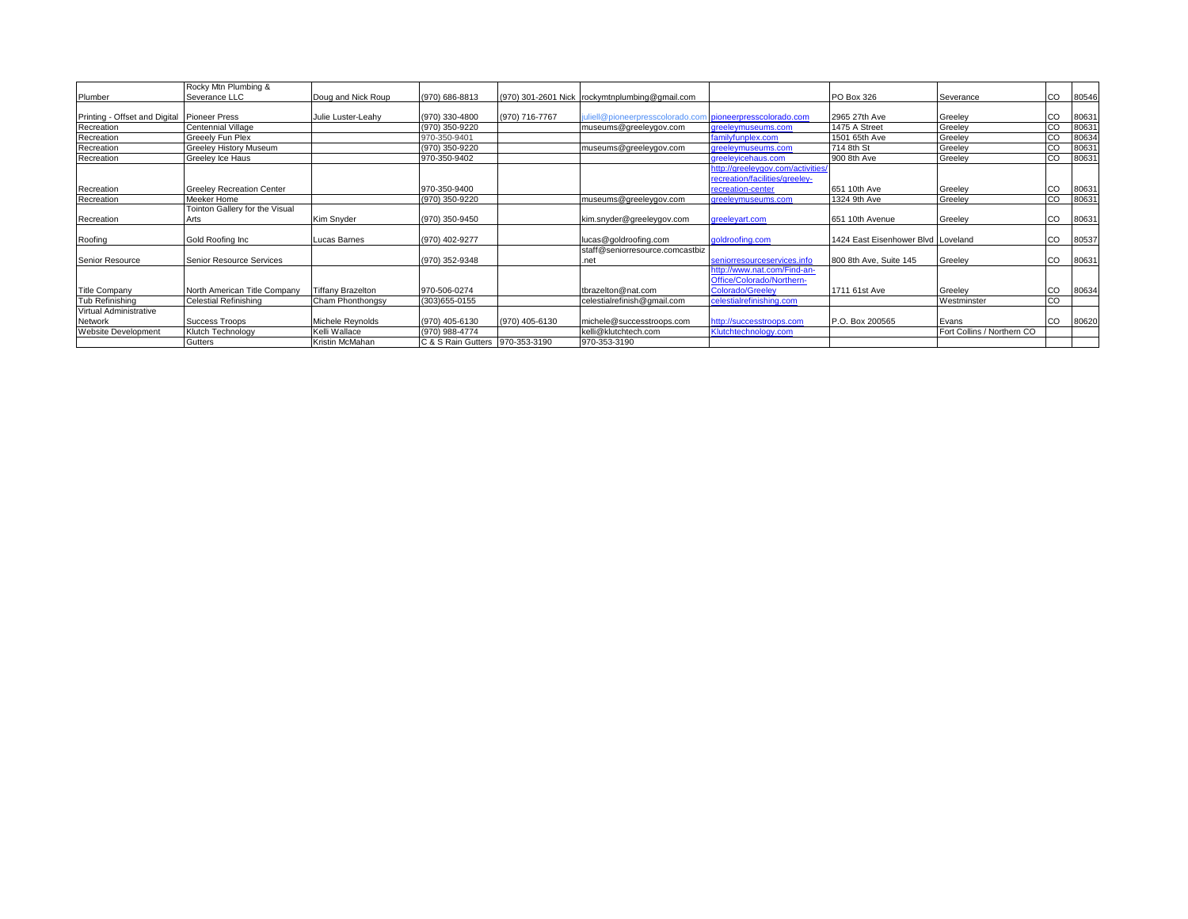| | | | | | | | | | | |
|---|---|---|---|---|---|---|---|---|---|---|
| Plumber | Rocky Mtn Plumbing & Severance LLC | Doug and Nick Roup | (970) 686-8813 | (970) 301-2601 Nick | rockymtnplumbing@gmail.com | | PO Box 326 | Severance | CO | 80546 |
| Printing - Offset and Digital | Pioneer Press | Julie Luster-Leahy | (970) 330-4800 | (970) 716-7767 | juliell@pioneerpresscolorado.com | pioneerpresscolorado.com | 2965 27th Ave | Greeley | CO | 80631 |
| Recreation | Centennial Village | | (970) 350-9220 | | museums@greeleygov.com | greeleymuseums.com | 1475 A Street | Greeley | CO | 80631 |
| Recreation | Greeely Fun Plex | | 970-350-9401 | | | familyfunplex.com | 1501 65th Ave | Greeley | CO | 80634 |
| Recreation | Greeley History Museum | | (970) 350-9220 | | museums@greeleygov.com | greeleymuseums.com | 714 8th St | Greeley | CO | 80631 |
| Recreation | Greeley Ice Haus | | 970-350-9402 | | | greeleyicehaus.com | 900 8th Ave | Greeley | CO | 80631 |
| Recreation | Greeley Recreation Center | | 970-350-9400 | | | http://greeleygov.com/activities/recreation/facilities/greeley-recreation-center | 651 10th Ave | Greeley | CO | 80631 |
| Recreation | Meeker Home | | (970) 350-9220 | | museums@greeleygov.com | greeleymuseums.com | 1324 9th Ave | Greeley | CO | 80631 |
| Recreation | Tointon Gallery for the Visual Arts | Kim Snyder | (970) 350-9450 | | kim.snyder@greeleygov.com | greeleyart.com | 651 10th Avenue | Greeley | CO | 80631 |
| Roofing | Gold Roofing Inc | Lucas Barnes | (970) 402-9277 | | lucas@goldroofing.com | goldroofing.com | 1424 East Eisenhower Blvd | Loveland | CO | 80537 |
| Senior Resource | Senior Resource Services | | (970) 352-9348 | | staff@seniorresource.comcastbiz.net | seniorresourceservices.info | 800 8th Ave, Suite 145 | Greeley | CO | 80631 |
| Title Company | North American Title Company | Tiffany Brazelton | 970-506-0274 | | tbrazelton@nat.com | http://www.nat.com/Find-an-Office/Colorado/Northern-Colorado/Greeley | 1711 61st Ave | Greeley | CO | 80634 |
| Tub Refinishing | Celestial Refinishing | Cham Phonthongsy | (303)655-0155 | | celestialrefinish@gmail.com | celestialrefinishing.com | | Westminster | CO | |
| Virtual Administrative Network | Success Troops | Michele Reynolds | (970) 405-6130 | (970) 405-6130 | michele@successtroops.com | http://successtroops.com | P.O. Box 200565 | Evans | CO | 80620 |
| Website Development | Klutch Technology | Kelli Wallace | (970) 988-4774 | | kelli@klutchtech.com | Klutchtechnology.com | | Fort Collins / Northern CO | | |
| | Gutters | Kristin McMahan | C & S Rain Gutters | 970-353-3190 | 970-353-3190 | | | | | |